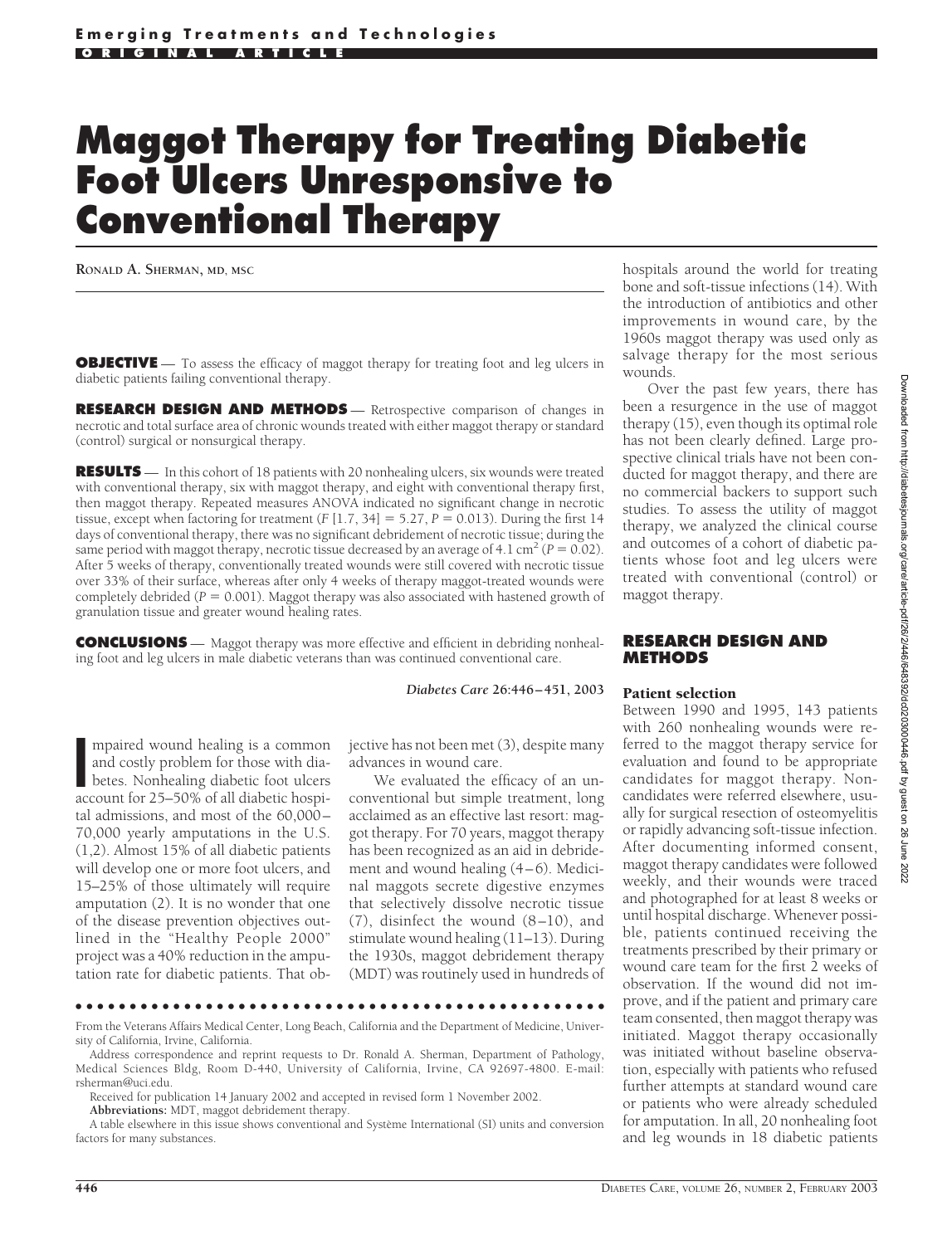Emerging Treatments and Technologies

ORIGINAL ARTICLE

# Maggot Therapy for Treating Diabetic Foot Ulcers Unresponsive to Conventional Therapy

RONALD A. SHERMAN, MD, MSC

**OBJECTIVE** — To assess the efficacy of maggot therapy for treating foot and leg ulcers in diabetic patients failing conventional therapy.

**RESEARCH DESIGN AND METHODS** — Retrospective comparison of changes in necrotic and total surface area of chronic wounds treated with either maggot therapy or standard (control) surgical or nonsurgical therapy.

**RESULTS** — In this cohort of 18 patients with 20 nonhealing ulcers, six wounds were treated with conventional therapy, six with maggot therapy, and eight with conventional therapy first, then maggot therapy. Repeated measures ANOVA indicated no significant change in necrotic tissue, except when factoring for treatment ($F$ [1.7, 34] = 5.27, $P$ = 0.013). During the first 14 days of conventional therapy, there was no significant debridement of necrotic tissue; during the same period with maggot therapy, necrotic tissue decreased by an average of 4.1 $cm^2$ ($P$ = 0.02). After 5 weeks of therapy, conventionally treated wounds were still covered with necrotic tissue over 33% of their surface, whereas after only 4 weeks of therapy maggot-treated wounds were completely debrided ($P$ = 0.001). Maggot therapy was also associated with hastened growth of granulation tissue and greater wound healing rates.

**CONCLUSIONS** — Maggot therapy was more effective and efficient in debriding nonhealing foot and leg ulcers in male diabetic veterans than was continued conventional care.

*Diabetes Care* 26:446–451, 2003

Impaired wound healing is a common and costly problem for those with diabetes. Nonhealing diabetic foot ulcers account for 25–50% of all diabetic hospital admissions, and most of the 60,000–70,000 yearly amputations in the U.S. (1,2). Almost 15% of all diabetic patients will develop one or more foot ulcers, and 15–25% of those ultimately will require amputation (2). It is no wonder that one of the disease prevention objectives outlined in the "Healthy People 2000" project was a 40% reduction in the amputation rate for diabetic patients. That objective has not been met (3), despite many advances in wound care.

We evaluated the efficacy of an unconventional but simple treatment, long acclaimed as an effective last resort: maggot therapy. For 70 years, maggot therapy has been recognized as an aid in debridement and wound healing (4–6). Medicinal maggots secrete digestive enzymes that selectively dissolve necrotic tissue (7), disinfect the wound (8–10), and stimulate wound healing (11–13). During the 1930s, maggot debridement therapy (MDT) was routinely used in hundreds of hospitals around the world for treating bone and soft-tissue infections (14). With the introduction of antibiotics and other improvements in wound care, by the 1960s maggot therapy was used only as salvage therapy for the most serious wounds.

Over the past few years, there has been a resurgence in the use of maggot therapy (15), even though its optimal role has not been clearly defined. Large prospective clinical trials have not been conducted for maggot therapy, and there are no commercial backers to support such studies. To assess the utility of maggot therapy, we analyzed the clinical course and outcomes of a cohort of diabetic patients whose foot and leg ulcers were treated with conventional (control) or maggot therapy.

## RESEARCH DESIGN AND METHODS

### Patient selection

Between 1990 and 1995, 143 patients with 260 nonhealing wounds were referred to the maggot therapy service for evaluation and found to be appropriate candidates for maggot therapy. Noncandidates were referred elsewhere, usually for surgical resection of osteomyelitis or rapidly advancing soft-tissue infection. After documenting informed consent, maggot therapy candidates were followed weekly, and their wounds were traced and photographed for at least 8 weeks or until hospital discharge. Whenever possible, patients continued receiving the treatments prescribed by their primary or wound care team for the first 2 weeks of observation. If the wound did not improve, and if the patient and primary care team consented, then maggot therapy was initiated. Maggot therapy occasionally was initiated without baseline observation, especially with patients who refused further attempts at standard wound care or patients who were already scheduled for amputation. In all, 20 nonhealing foot and leg wounds in 18 diabetic patients

---

From the Veterans Affairs Medical Center, Long Beach, California and the Department of Medicine, University of California, Irvine, California.

Address correspondence and reprint requests to Dr. Ronald A. Sherman, Department of Pathology, Medical Sciences Bldg, Room D-440, University of California, Irvine, CA 92697-4800. E-mail: rsherman@uci.edu.

Received for publication 14 January 2002 and accepted in revised form 1 November 2002.

**Abbreviations:** MDT, maggot debridement therapy.

A table elsewhere in this issue shows conventional and Système International (SI) units and conversion factors for many substances.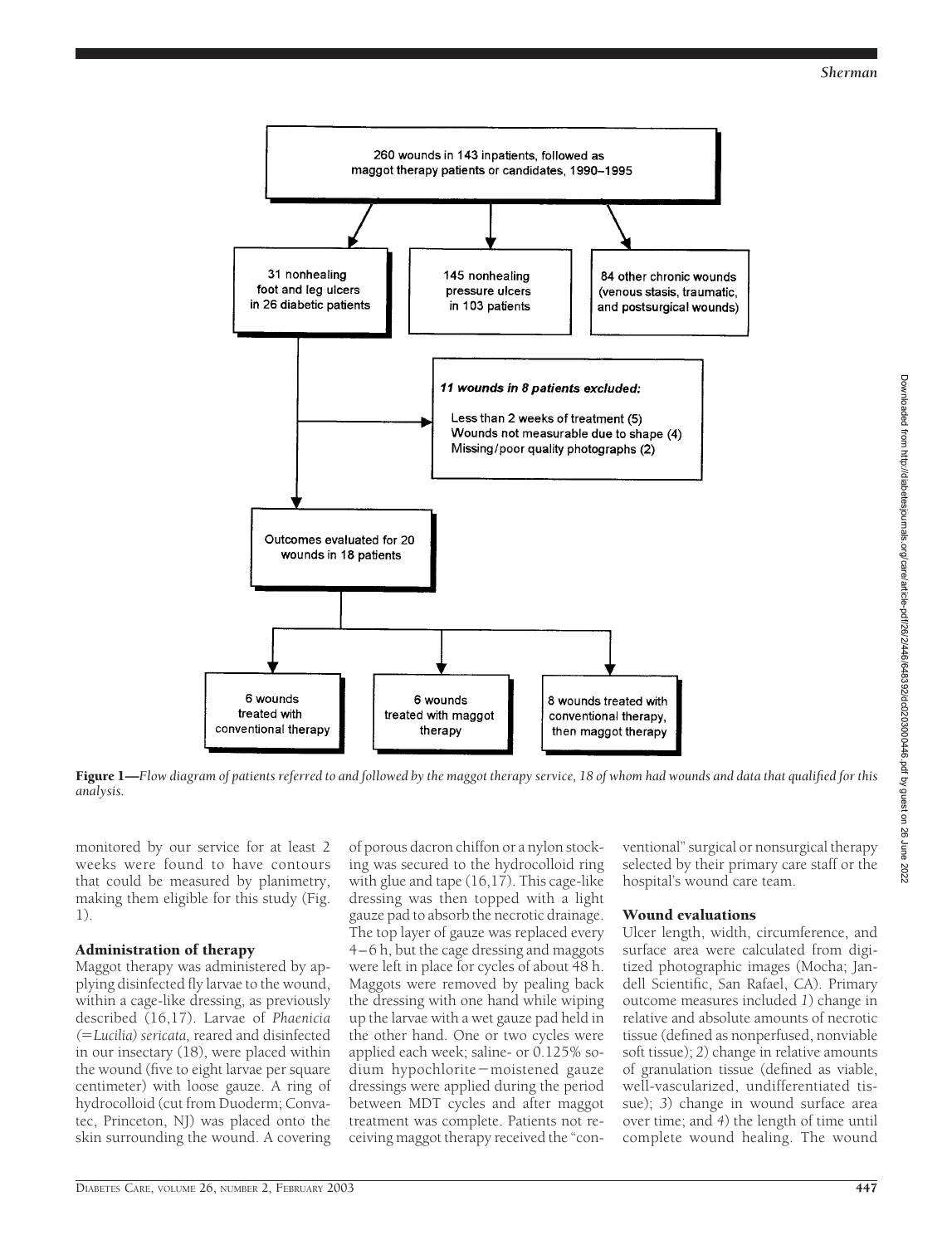260 wounds in 143 inpatients, followed as maggot therapy patients or candidates, 1990–1995

31 nonhealing foot and leg ulcers in 26 diabetic patients

145 nonhealing pressure ulcers in 103 patients

84 other chronic wounds (venous stasis, traumatic, and postsurgical wounds)

*11 wounds in 8 patients excluded:*

Less than 2 weeks of treatment (5)
Wounds not measurable due to shape (4)
Missing/poor quality photographs (2)

Outcomes evaluated for 20 wounds in 18 patients

6 wounds treated with conventional therapy

6 wounds treated with maggot therapy

8 wounds treated with conventional therapy, then maggot therapy

**Figure 1**—*Flow diagram of patients referred to and followed by the maggot therapy service, 18 of whom had wounds and data that qualified for this analysis.*

monitored by our service for at least 2 weeks were found to have contours that could be measured by planimetry, making them eligible for this study (Fig. 1).

### Administration of therapy

Maggot therapy was administered by applying disinfected fly larvae to the wound, within a cage-like dressing, as previously described (16,17). Larvae of *Phaenicia* (=*Lucilia*) *sericata,* reared and disinfected in our insectary (18), were placed within the wound (five to eight larvae per square centimeter) with loose gauze. A ring of hydrocolloid (cut from Duoderm; Convatec, Princeton, NJ) was placed onto the skin surrounding the wound. A covering of porous dacron chiffon or a nylon stocking was secured to the hydrocolloid ring with glue and tape (16,17). This cage-like dressing was then topped with a light gauze pad to absorb the necrotic drainage. The top layer of gauze was replaced every 4–6 h, but the cage dressing and maggots were left in place for cycles of about 48 h. Maggots were removed by pealing back the dressing with one hand while wiping up the larvae with a wet gauze pad held in the other hand. One or two cycles were applied each week; saline- or 0.125% sodium hypochlorite–moistened gauze dressings were applied during the period between MDT cycles and after maggot treatment was complete. Patients not receiving maggot therapy received the "conventional" surgical or nonsurgical therapy selected by their primary care staff or the hospital's wound care team.

### Wound evaluations

Ulcer length, width, circumference, and surface area were calculated from digitized photographic images (Mocha; Jandell Scientific, San Rafael, CA). Primary outcome measures included *1*) change in relative and absolute amounts of necrotic tissue (defined as nonperfused, nonviable soft tissue); *2*) change in relative amounts of granulation tissue (defined as viable, well-vascularized, undifferentiated tissue); *3*) change in wound surface area over time; and *4*) the length of time until complete wound healing. The wound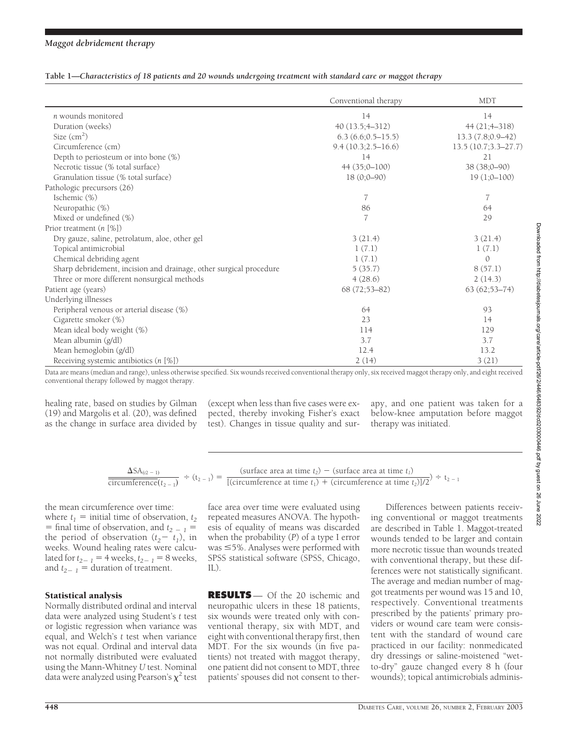**Table 1—Characteristics of 18 patients and 20 wounds undergoing treatment with standard care or maggot therapy**

| | Conventional therapy | MDT |
|---|---|---|
| *n* wounds monitored | 14 | 14 |
| Duration (weeks) | 40 (13.5;4–312) | 44 (21;4–318) |
| Size (cm$^2$) | 6.3 (6.6;0.5–15.5) | 13.3 (7.8;0.9–42) |
| Circumference (cm) | 9.4 (10.3;2.5–16.6) | 13.5 (10.7;3.3–27.7) |
| Depth to periosteum or into bone (%) | 14 | 21 |
| Necrotic tissue (% total surface) | 44 (35;0–100) | 38 (38;0–90) |
| Granulation tissue (% total surface) | 18 (0;0–90) | 19 (1;0–100) |
| Pathologic precursors (26) | | |
| Ischemic (%) | 7 | 7 |
| Neuropathic (%) | 86 | 64 |
| Mixed or undefined (%) | 7 | 29 |
| Prior treatment (*n* [%]) | | |
| Dry gauze, saline, petrolatum, aloe, other gel | 3 (21.4) | 3 (21.4) |
| Topical antimicrobial | 1 (7.1) | 1 (7.1) |
| Chemical debriding agent | 1 (7.1) | 0 |
| Sharp debridement, incision and drainage, other surgical procedure | 5 (35.7) | 8 (57.1) |
| Three or more different nonsurgical methods | 4 (28.6) | 2 (14.3) |
| Patient age (years) | 68 (72;53–82) | 63 (62;53–74) |
| Underlying illnesses | | |
| Peripheral venous or arterial disease (%) | 64 | 93 |
| Cigarette smoker (%) | 23 | 14 |
| Mean ideal body weight (%) | 114 | 129 |
| Mean albumin (g/dl) | 3.7 | 3.7 |
| Mean hemoglobin (g/dl) | 12.4 | 13.2 |
| Receiving systemic antibiotics (*n* [%]) | 2 (14) | 3 (21) |

Data are means (median and range), unless otherwise specified. Six wounds received conventional therapy only, six received maggot therapy only, and eight received conventional therapy followed by maggot therapy.

healing rate, based on studies by Gilman (19) and Margolis et al. (20), was defined as the change in surface area divided by the mean circumference over time:

$$\frac{\Delta SA_{(t2-1)}}{\overline{\text{circumference}}(t_{2-1})} \div (t_{2-1}) = \left(\frac{(\text{surface area at time } t_2) - (\text{surface area at time } t_1)}{[(\text{circumference at time } t_1) + (\text{circumference at time } t_2)]/2}\right) \div t_{2-1}$$

where $t_1$ = initial time of observation, $t_2$ = final time of observation, and $t_{2-1}$ = the period of observation ($t_2 - t_1$), in weeks. Wound healing rates were calculated for $t_{2-1}$ = 4 weeks, $t_{2-1}$ = 8 weeks, and $t_{2-1}$ = duration of treatment.

### Statistical analysis

Normally distributed ordinal and interval data were analyzed using Student's *t* test or logistic regression when variance was equal, and Welch's *t* test when variance was not equal. Ordinal and interval data not normally distributed were evaluated using the Mann-Whitney *U* test. Nominal data were analyzed using Pearson's $\chi^2$ test (except when less than five cases were expected, thereby invoking Fisher's exact test). Changes in tissue quality and surface area over time were evaluated using repeated measures ANOVA. The hypothesis of equality of means was discarded when the probability (*P*) of a type I error was ≤5%. Analyses were performed with SPSS statistical software (SPSS, Chicago, IL).

## RESULTS

Of the 20 ischemic and neuropathic ulcers in these 18 patients, six wounds were treated only with conventional therapy, six with MDT, and eight with conventional therapy first, then MDT. For the six wounds (in five patients) not treated with maggot therapy, one patient did not consent to MDT, three patients' spouses did not consent to therapy, and one patient was taken for a below-knee amputation before maggot therapy was initiated.

Differences between patients receiving conventional or maggot treatments are described in Table 1. Maggot-treated wounds tended to be larger and contain more necrotic tissue than wounds treated with conventional therapy, but these differences were not statistically significant. The average and median number of maggot treatments per wound was 15 and 10, respectively. Conventional treatments prescribed by the patients' primary providers or wound care team were consistent with the standard of wound care practiced in our facility: nonmedicated dry dressings or saline-moistened "wet-to-dry" gauze changed every 8 h (four wounds); topical antimicrobials adminis-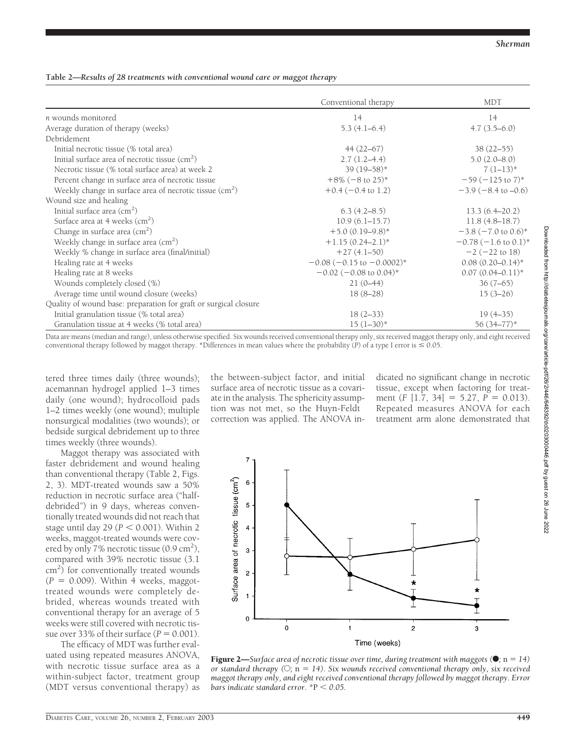**Table 2—***Results of 28 treatments with conventional wound care or maggot therapy*

| | Conventional therapy | MDT |
|---|---|---|
| *n* wounds monitored | 14 | 14 |
| Average duration of therapy (weeks) | 5.3 (4.1–6.4) | 4.7 (3.5–6.0) |
| Debridement | | |
| Initial necrotic tissue (% total area) | 44 (22–67) | 38 (22–55) |
| Initial surface area of necrotic tissue ($cm^2$) | 2.7 (1.2–4.4) | 5.0 (2.0–8.0) |
| Necrotic tissue (% total surface area) at week 2 | 39 (19–58)* | 7 (1–13)* |
| Percent change in surface area of necrotic tissue | +8% (−8 to 25)* | −59 (−125 to 7)* |
| Weekly change in surface area of necrotic tissue ($cm^2$) | +0.4 (−0.4 to 1.2) | −3.9 (−8.4 to −0.6) |
| Wound size and healing | | |
| Initial surface area ($cm^2$) | 6.3 (4.2–8.5) | 13.3 (6.4–20.2) |
| Surface area at 4 weeks ($cm^2$) | 10.9 (6.1–15.7) | 11.8 (4.8–18.7) |
| Change in surface area ($cm^2$) | +5.0 (0.19–9.8)* | −3.8 (−7.0 to 0.6)* |
| Weekly change in surface area ($cm^2$) | +1.15 (0.24–2.1)* | −0.78 (−1.6 to 0.1)* |
| Weekly % change in surface area (final/initial) | +27 (4.1–50) | −2 (−22 to 18) |
| Healing rate at 4 weeks | −0.08 (−0.15 to −0.0002)* | 0.08 (0.20–0.14)* |
| Healing rate at 8 weeks | −0.02 (−0.08 to 0.04)* | 0.07 (0.04–0.11)* |
| Wounds completely closed (%) | 21 (0–44) | 36 (7–65) |
| Average time until wound closure (weeks) | 18 (8–28) | 15 (3–26) |
| Quality of wound base: preparation for graft or surgical closure | | |
| Initial granulation tissue (% total area) | 18 (2–33) | 19 (4–35) |
| Granulation tissue at 4 weeks (% total area) | 15 (1–30)* | 56 (34–77)* |

Data are means (median and range), unless otherwise specified. Six wounds received conventional therapy only, six received maggot therapy only, and eight received conventional therapy followed by maggot therapy. *Differences in mean values where the probability ($P$) of a type I error is ≤ 0.05.

tered three times daily (three wounds); acemannan hydrogel applied 1–3 times daily (one wound); hydrocolloid pads 1–2 times weekly (one wound); multiple nonsurgical modalities (two wounds); or bedside surgical debridement up to three times weekly (three wounds).

Maggot therapy was associated with faster debridement and wound healing than conventional therapy (Table 2, Figs. 2, 3). MDT-treated wounds saw a 50% reduction in necrotic surface area ("half-debrided") in 9 days, whereas conventionally treated wounds did not reach that stage until day 29 ($P < 0.001$). Within 2 weeks, maggot-treated wounds were covered by only 7% necrotic tissue (0.9 $cm^2$), compared with 39% necrotic tissue (3.1 $cm^2$) for conventionally treated wounds ($P = 0.009$). Within 4 weeks, maggot-treated wounds were completely debrided, whereas wounds treated with conventional therapy for an average of 5 weeks were still covered with necrotic tissue over 33% of their surface ($P = 0.001$).

The efficacy of MDT was further evaluated using repeated measures ANOVA, with necrotic tissue surface area as a within-subject factor, treatment group (MDT versus conventional therapy) as the between-subject factor, and initial surface area of necrotic tissue as a covariate in the analysis. The sphericity assumption was not met, so the Huyn-Feldt correction was applied. The ANOVA indicated no significant change in necrotic tissue, except when factoring for treatment ($F$ [1.7, 34] = 5.27, $P = 0.013$). Repeated measures ANOVA for each treatment arm alone demonstrated that

**Figure 2—***Surface area of necrotic tissue over time, during treatment with maggots (●; n = 14) or standard therapy (○; n = 14). Six wounds received conventional therapy only, six received maggot therapy only, and eight received conventional therapy followed by maggot therapy. Error bars indicate standard error. *P < 0.05.*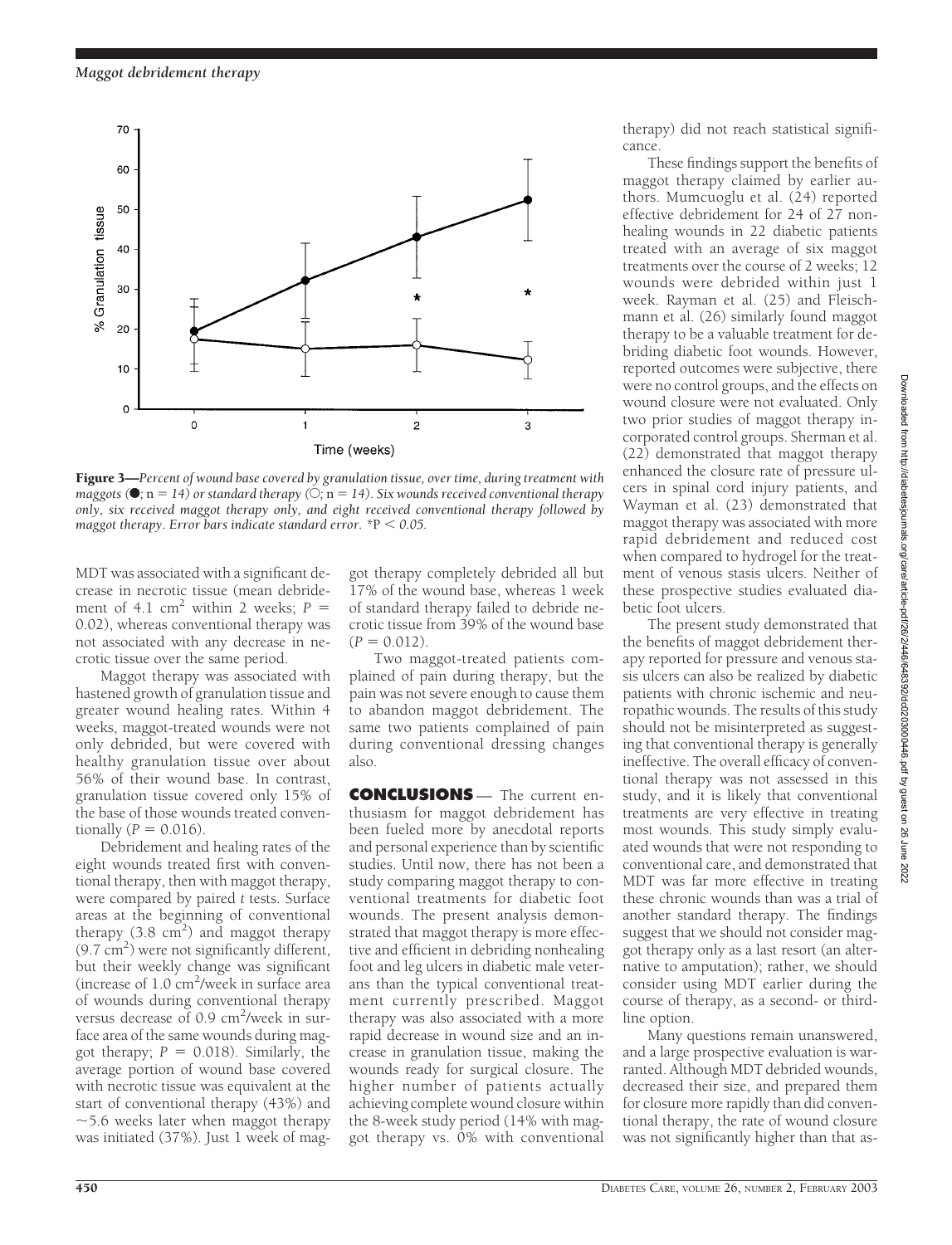Figure 3—*Percent of wound base covered by granulation tissue, over time, during treatment with maggots (●; n = 14) or standard therapy (○; n = 14). Six wounds received conventional therapy only, six received maggot therapy only, and eight received conventional therapy followed by maggot therapy. Error bars indicate standard error.* $^{*}P < 0.05$.

MDT was associated with a significant decrease in necrotic tissue (mean debridement of 4.1 $cm^2$ within 2 weeks; $P = 0.02$), whereas conventional therapy was not associated with any decrease in necrotic tissue over the same period.

Maggot therapy was associated with hastened growth of granulation tissue and greater wound healing rates. Within 4 weeks, maggot-treated wounds were not only debrided, but were covered with healthy granulation tissue over about 56% of their wound base. In contrast, granulation tissue covered only 15% of the base of those wounds treated conventionally ($P = 0.016$).

Debridement and healing rates of the eight wounds treated first with conventional therapy, then with maggot therapy, were compared by paired *t* tests. Surface areas at the beginning of conventional therapy (3.8 $cm^2$) and maggot therapy (9.7 $cm^2$) were not significantly different, but their weekly change was significant (increase of 1.0 $cm^2$/week in surface area of wounds during conventional therapy versus decrease of 0.9 $cm^2$/week in surface area of the same wounds during maggot therapy; $P = 0.018$). Similarly, the average portion of wound base covered with necrotic tissue was equivalent at the start of conventional therapy (43%) and ~5.6 weeks later when maggot therapy was initiated (37%). Just 1 week of maggot therapy completely debrided all but 17% of the wound base, whereas 1 week of standard therapy failed to debride necrotic tissue from 39% of the wound base ($P = 0.012$).

Two maggot-treated patients complained of pain during therapy, but the pain was not severe enough to cause them to abandon maggot debridement. The same two patients complained of pain during conventional dressing changes also.

## CONCLUSIONS

The current enthusiasm for maggot debridement has been fueled more by anecdotal reports and personal experience than by scientific studies. Until now, there has not been a study comparing maggot therapy to conventional treatments for diabetic foot wounds. The present analysis demonstrated that maggot therapy is more effective and efficient in debriding nonhealing foot and leg ulcers in diabetic male veterans than the typical conventional treatment currently prescribed. Maggot therapy was also associated with a more rapid decrease in wound size and an increase in granulation tissue, making the wounds ready for surgical closure. The higher number of patients actually achieving complete wound closure within the 8-week study period (14% with maggot therapy vs. 0% with conventional therapy) did not reach statistical significance.

These findings support the benefits of maggot therapy claimed by earlier authors. Mumcuoglu et al. (24) reported effective debridement for 24 of 27 nonhealing wounds in 22 diabetic patients treated with an average of six maggot treatments over the course of 2 weeks; 12 wounds were debrided within just 1 week. Rayman et al. (25) and Fleischmann et al. (26) similarly found maggot therapy to be a valuable treatment for debriding diabetic foot wounds. However, reported outcomes were subjective, there were no control groups, and the effects on wound closure were not evaluated. Only two prior studies of maggot therapy incorporated control groups. Sherman et al. (22) demonstrated that maggot therapy enhanced the closure rate of pressure ulcers in spinal cord injury patients, and Wayman et al. (23) demonstrated that maggot therapy was associated with more rapid debridement and reduced cost when compared to hydrogel for the treatment of venous stasis ulcers. Neither of these prospective studies evaluated diabetic foot ulcers.

The present study demonstrated that the benefits of maggot debridement therapy reported for pressure and venous stasis ulcers can also be realized by diabetic patients with chronic ischemic and neuropathic wounds. The results of this study should not be misinterpreted as suggesting that conventional therapy is generally ineffective. The overall efficacy of conventional therapy was not assessed in this study, and it is likely that conventional treatments are very effective in treating most wounds. This study simply evaluated wounds that were not responding to conventional care, and demonstrated that MDT was far more effective in treating these chronic wounds than was a trial of another standard therapy. The findings suggest that we should not consider maggot therapy only as a last resort (an alternative to amputation); rather, we should consider using MDT earlier during the course of therapy, as a second- or third-line option.

Many questions remain unanswered, and a large prospective evaluation is warranted. Although MDT debrided wounds, decreased their size, and prepared them for closure more rapidly than did conventional therapy, the rate of wound closure was not significantly higher than that as-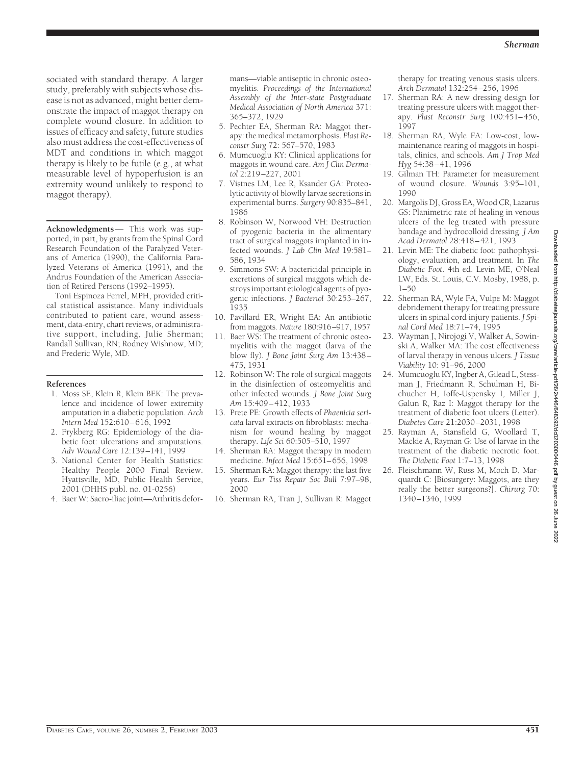sociated with standard therapy. A larger study, preferably with subjects whose disease is not as advanced, might better demonstrate the impact of maggot therapy on complete wound closure. In addition to issues of efficacy and safety, future studies also must address the cost-effectiveness of MDT and conditions in which maggot therapy is likely to be futile (e.g., at what measurable level of hypoperfusion is an extremity wound unlikely to respond to maggot therapy).

**Acknowledgments**— This work was supported, in part, by grants from the Spinal Cord Research Foundation of the Paralyzed Veterans of America (1990), the California Paralyzed Veterans of America (1991), and the Andrus Foundation of the American Association of Retired Persons (1992–1995).

Toni Espinoza Ferrel, MPH, provided critical statistical assistance. Many individuals contributed to patient care, wound assessment, data-entry, chart reviews, or administrative support, including, Julie Sherman; Randall Sullivan, RN; Rodney Wishnow, MD; and Frederic Wyle, MD.

## References

1. Moss SE, Klein R, Klein BEK: The prevalence and incidence of lower extremity amputation in a diabetic population. *Arch Intern Med* 152:610–616, 1992
2. Frykberg RG: Epidemiology of the diabetic foot: ulcerations and amputations. *Adv Wound Care* 12:139–141, 1999
3. National Center for Health Statistics: Healthy People 2000 Final Review. Hyattsville, MD, Public Health Service, 2001 (DHHS publ. no. 01-0256)
4. Baer W: Sacro-iliac joint—Arthritis deformans—viable antiseptic in chronic osteomyelitis. *Proceedings of the International Assembly of the Inter-state Postgraduate Medical Association of North America* 371: 365–372, 1929
5. Pechter EA, Sherman RA: Maggot therapy: the medical metamorphosis. *Plast Reconstr Surg* 72: 567–570, 1983
6. Mumcuoglu KY: Clinical applications for maggots in wound care. *Am J Clin Dermatol* 2:219–227, 2001
7. Vistnes LM, Lee R, Ksander GA: Proteolytic activity of blowfly larvae secretions in experimental burns. *Surgery* 90:835–841, 1986
8. Robinson W, Norwood VH: Destruction of pyogenic bacteria in the alimentary tract of surgical maggots implanted in infected wounds. *J Lab Clin Med* 19:581–586, 1934
9. Simmons SW: A bactericidal principle in excretions of surgical maggots which destroys important etiological agents of pyogenic infections. *J Bacteriol* 30:253–267, 1935
10. Pavillard ER, Wright EA: An antibiotic from maggots. *Nature* 180:916–917, 1957
11. Baer WS: The treatment of chronic osteomyelitis with the maggot (larva of the blow fly). *J Bone Joint Surg Am* 13:438–475, 1931
12. Robinson W: The role of surgical maggots in the disinfection of osteomyelitis and other infected wounds. *J Bone Joint Surg Am* 15:409–412, 1933
13. Prete PE: Growth effects of *Phaenicia sericata* larval extracts on fibroblasts: mechanism for wound healing by maggot therapy. *Life Sci* 60:505–510, 1997
14. Sherman RA: Maggot therapy in modern medicine. *Infect Med* 15:651–656, 1998
15. Sherman RA: Maggot therapy: the last five years. *Eur Tiss Repair Soc Bull* 7:97–98, 2000
16. Sherman RA, Tran J, Sullivan R: Maggot therapy for treating venous stasis ulcers. *Arch Dermatol* 132:254–256, 1996
17. Sherman RA: A new dressing design for treating pressure ulcers with maggot therapy. *Plast Reconstr Surg* 100:451–456, 1997
18. Sherman RA, Wyle FA: Low-cost, low-maintenance rearing of maggots in hospitals, clinics, and schools. *Am J Trop Med Hyg* 54:38–41, 1996
19. Gilman TH: Parameter for measurement of wound closure. *Wounds* 3:95–101, 1990
20. Margolis DJ, Gross EA, Wood CR, Lazarus GS: Planimetric rate of healing in venous ulcers of the leg treated with pressure bandage and hydrocolloid dressing. *J Am Acad Dermatol* 28:418–421, 1993
21. Levin ME: The diabetic foot: pathophysiology, evaluation, and treatment. In *The Diabetic Foot*. 4th ed. Levin ME, O'Neal LW, Eds. St. Louis, C.V. Mosby, 1988, p. 1–50
22. Sherman RA, Wyle FA, Vulpe M: Maggot debridement therapy for treating pressure ulcers in spinal cord injury patients. *J Spinal Cord Med* 18:71–74, 1995
23. Wayman J, Nirojogi V, Walker A, Sowinski A, Walker MA: The cost effectiveness of larval therapy in venous ulcers. *J Tissue Viability* 10: 91–96, 2000
24. Mumcuoglu KY, Ingber A, Gilead L, Stessman J, Friedmann R, Schulman H, Bichucher H, Ioffe-Uspensky I, Miller J, Galun R, Raz I: Maggot therapy for the treatment of diabetic foot ulcers (Letter). *Diabetes Care* 21:2030–2031, 1998
25. Rayman A, Stansfield G, Woollard T, Mackie A, Rayman G: Use of larvae in the treatment of the diabetic necrotic foot. *The Diabetic Foot* 1:7–13, 1998
26. Fleischmann W, Russ M, Moch D, Marquardt C: [Biosurgery: Maggots, are they really the better surgeons?]. *Chirurg* 70: 1340–1346, 1999